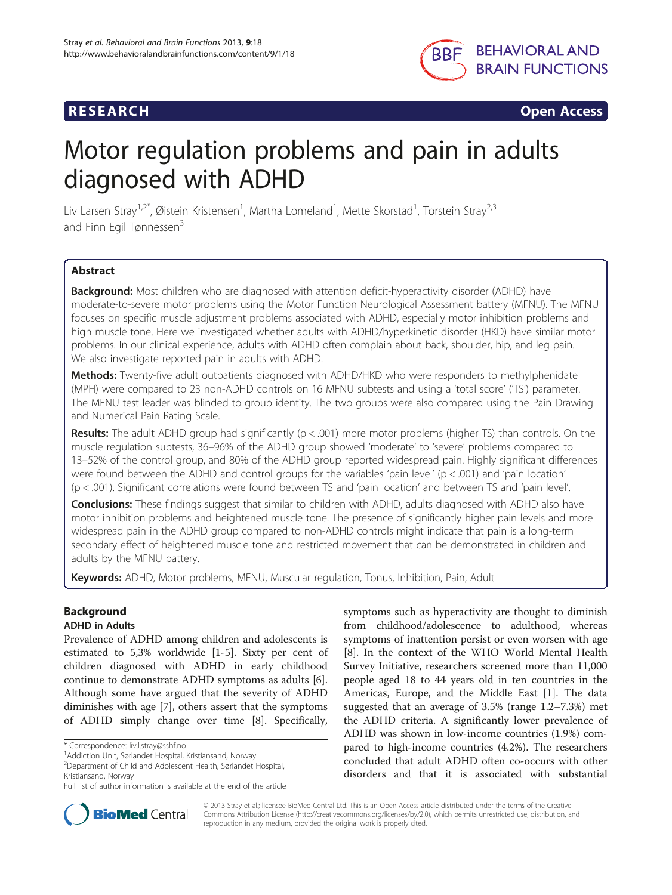RESEARCH Open Access

# Motor regulation problems and pain in adults diagnosed with ADHD

Liv Larsen Stray[1,2*], Øistein Kristensen[1], Martha Lomeland[1], Mette Skorstad[1], Torstein Stray[2,3] and Finn Egil Tønnessen[3]

## Abstract

**Background:** Most children who are diagnosed with attention deficit-hyperactivity disorder (ADHD) have moderate-to-severe motor problems using the Motor Function Neurological Assessment battery (MFNU). The MFNU focuses on specific muscle adjustment problems associated with ADHD, especially motor inhibition problems and high muscle tone. Here we investigated whether adults with ADHD/hyperkinetic disorder (HKD) have similar motor problems. In our clinical experience, adults with ADHD often complain about back, shoulder, hip, and leg pain. We also investigate reported pain in adults with ADHD.

**Methods:** Twenty-five adult outpatients diagnosed with ADHD/HKD who were responders to methylphenidate (MPH) were compared to 23 non-ADHD controls on 16 MFNU subtests and using a 'total score' ('TS') parameter. The MFNU test leader was blinded to group identity. The two groups were also compared using the Pain Drawing and Numerical Pain Rating Scale.

**Results:** The adult ADHD group had significantly ($p < .001$) more motor problems (higher TS) than controls. On the muscle regulation subtests, 36–96% of the ADHD group showed 'moderate' to 'severe' problems compared to 13–52% of the control group, and 80% of the ADHD group reported widespread pain. Highly significant differences were found between the ADHD and control groups for the variables 'pain level' ($p < .001$) and 'pain location' ($p < .001$). Significant correlations were found between TS and 'pain location' and between TS and 'pain level'.

**Conclusions:** These findings suggest that similar to children with ADHD, adults diagnosed with ADHD also have motor inhibition problems and heightened muscle tone. The presence of significantly higher pain levels and more widespread pain in the ADHD group compared to non-ADHD controls might indicate that pain is a long-term secondary effect of heightened muscle tone and restricted movement that can be demonstrated in children and adults by the MFNU battery.

**Keywords:** ADHD, Motor problems, MFNU, Muscular regulation, Tonus, Inhibition, Pain, Adult

## Background

### ADHD in Adults

Prevalence of ADHD among children and adolescents is estimated to 5,3% worldwide [1-5]. Sixty per cent of children diagnosed with ADHD in early childhood continue to demonstrate ADHD symptoms as adults [6]. Although some have argued that the severity of ADHD diminishes with age [7], others assert that the symptoms of ADHD simply change over time [8]. Specifically, symptoms such as hyperactivity are thought to diminish from childhood/adolescence to adulthood, whereas symptoms of inattention persist or even worsen with age [8]. In the context of the WHO World Mental Health Survey Initiative, researchers screened more than 11,000 people aged 18 to 44 years old in ten countries in the Americas, Europe, and the Middle East [1]. The data suggested that an average of 3.5% (range 1.2–7.3%) met the ADHD criteria. A significantly lower prevalence of ADHD was shown in low-income countries (1.9%) compared to high-income countries (4.2%). The researchers concluded that adult ADHD often co-occurs with other disorders and that it is associated with substantial

* Correspondence: liv.l.stray@sshf.no
[1]Addiction Unit, Sørlandet Hospital, Kristiansand, Norway
[2]Department of Child and Adolescent Health, Sørlandet Hospital, Kristiansand, Norway
Full list of author information is available at the end of the article

© 2013 Stray et al.; licensee BioMed Central Ltd. This is an Open Access article distributed under the terms of the Creative Commons Attribution License (http://creativecommons.org/licenses/by/2.0), which permits unrestricted use, distribution, and reproduction in any medium, provided the original work is properly cited.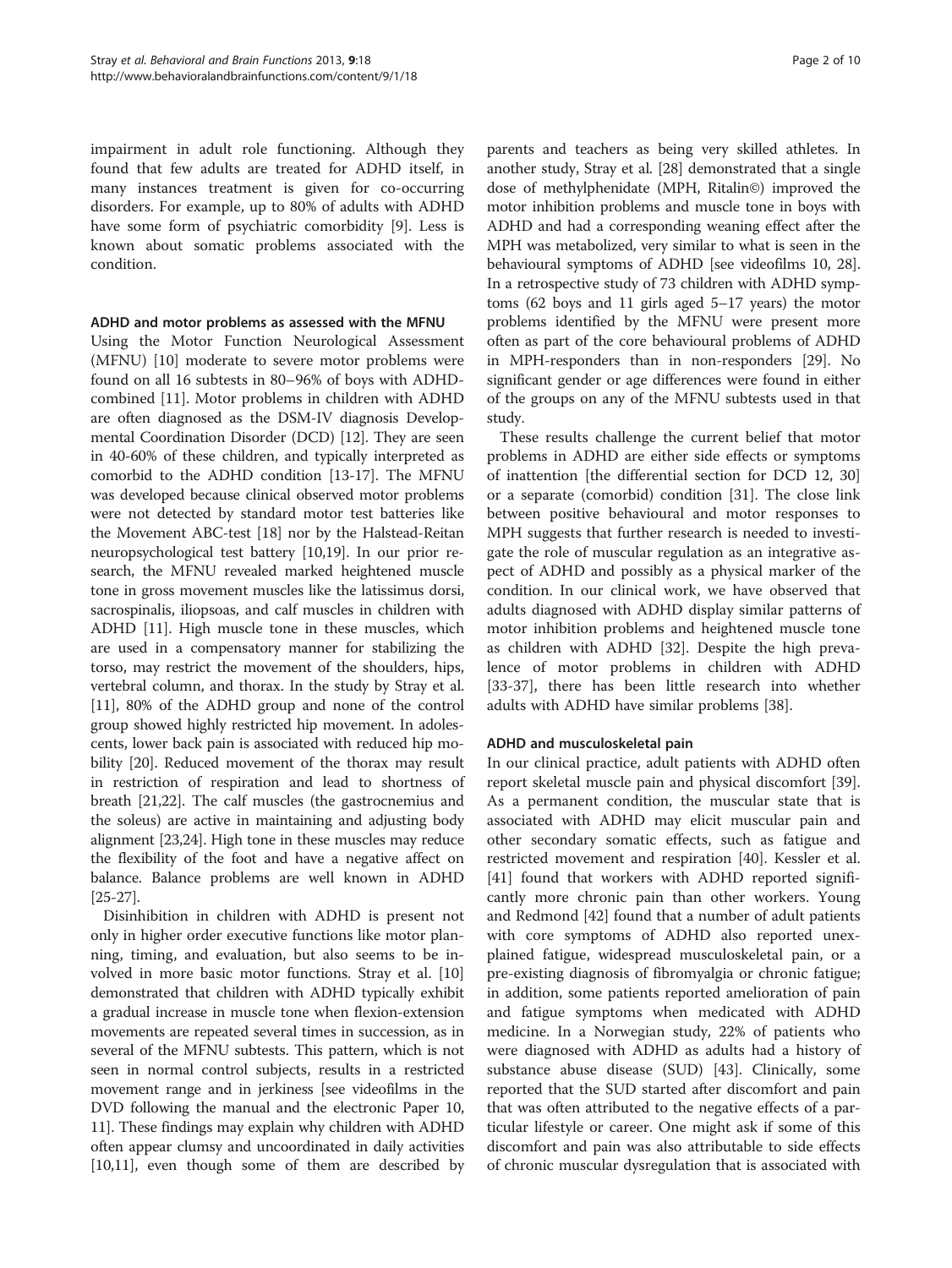impairment in adult role functioning. Although they found that few adults are treated for ADHD itself, in many instances treatment is given for co-occurring disorders. For example, up to 80% of adults with ADHD have some form of psychiatric comorbidity [9]. Less is known about somatic problems associated with the condition.

### ADHD and motor problems as assessed with the MFNU

Using the Motor Function Neurological Assessment (MFNU) [10] moderate to severe motor problems were found on all 16 subtests in 80–96% of boys with ADHD-combined [11]. Motor problems in children with ADHD are often diagnosed as the DSM-IV diagnosis Developmental Coordination Disorder (DCD) [12]. They are seen in 40-60% of these children, and typically interpreted as comorbid to the ADHD condition [13-17]. The MFNU was developed because clinical observed motor problems were not detected by standard motor test batteries like the Movement ABC-test [18] nor by the Halstead-Reitan neuropsychological test battery [10,19]. In our prior research, the MFNU revealed marked heightened muscle tone in gross movement muscles like the latissimus dorsi, sacrospinalis, iliopsoas, and calf muscles in children with ADHD [11]. High muscle tone in these muscles, which are used in a compensatory manner for stabilizing the torso, may restrict the movement of the shoulders, hips, vertebral column, and thorax. In the study by Stray et al. [11], 80% of the ADHD group and none of the control group showed highly restricted hip movement. In adolescents, lower back pain is associated with reduced hip mobility [20]. Reduced movement of the thorax may result in restriction of respiration and lead to shortness of breath [21,22]. The calf muscles (the gastrocnemius and the soleus) are active in maintaining and adjusting body alignment [23,24]. High tone in these muscles may reduce the flexibility of the foot and have a negative affect on balance. Balance problems are well known in ADHD [25-27].

Disinhibition in children with ADHD is present not only in higher order executive functions like motor planning, timing, and evaluation, but also seems to be involved in more basic motor functions. Stray et al. [10] demonstrated that children with ADHD typically exhibit a gradual increase in muscle tone when flexion-extension movements are repeated several times in succession, as in several of the MFNU subtests. This pattern, which is not seen in normal control subjects, results in a restricted movement range and in jerkiness [see videofilms in the DVD following the manual and the electronic Paper 10, 11]. These findings may explain why children with ADHD often appear clumsy and uncoordinated in daily activities [10,11], even though some of them are described by parents and teachers as being very skilled athletes. In another study, Stray et al. [28] demonstrated that a single dose of methylphenidate (MPH, Ritalin©) improved the motor inhibition problems and muscle tone in boys with ADHD and had a corresponding weaning effect after the MPH was metabolized, very similar to what is seen in the behavioural symptoms of ADHD [see videofilms 10, 28]. In a retrospective study of 73 children with ADHD symptoms (62 boys and 11 girls aged 5–17 years) the motor problems identified by the MFNU were present more often as part of the core behavioural problems of ADHD in MPH-responders than in non-responders [29]. No significant gender or age differences were found in either of the groups on any of the MFNU subtests used in that study.

These results challenge the current belief that motor problems in ADHD are either side effects or symptoms of inattention [the differential section for DCD 12, 30] or a separate (comorbid) condition [31]. The close link between positive behavioural and motor responses to MPH suggests that further research is needed to investigate the role of muscular regulation as an integrative aspect of ADHD and possibly as a physical marker of the condition. In our clinical work, we have observed that adults diagnosed with ADHD display similar patterns of motor inhibition problems and heightened muscle tone as children with ADHD [32]. Despite the high prevalence of motor problems in children with ADHD [33-37], there has been little research into whether adults with ADHD have similar problems [38].

### ADHD and musculoskeletal pain

In our clinical practice, adult patients with ADHD often report skeletal muscle pain and physical discomfort [39]. As a permanent condition, the muscular state that is associated with ADHD may elicit muscular pain and other secondary somatic effects, such as fatigue and restricted movement and respiration [40]. Kessler et al. [41] found that workers with ADHD reported significantly more chronic pain than other workers. Young and Redmond [42] found that a number of adult patients with core symptoms of ADHD also reported unexplained fatigue, widespread musculoskeletal pain, or a pre-existing diagnosis of fibromyalgia or chronic fatigue; in addition, some patients reported amelioration of pain and fatigue symptoms when medicated with ADHD medicine. In a Norwegian study, 22% of patients who were diagnosed with ADHD as adults had a history of substance abuse disease (SUD) [43]. Clinically, some reported that the SUD started after discomfort and pain that was often attributed to the negative effects of a particular lifestyle or career. One might ask if some of this discomfort and pain was also attributable to side effects of chronic muscular dysregulation that is associated with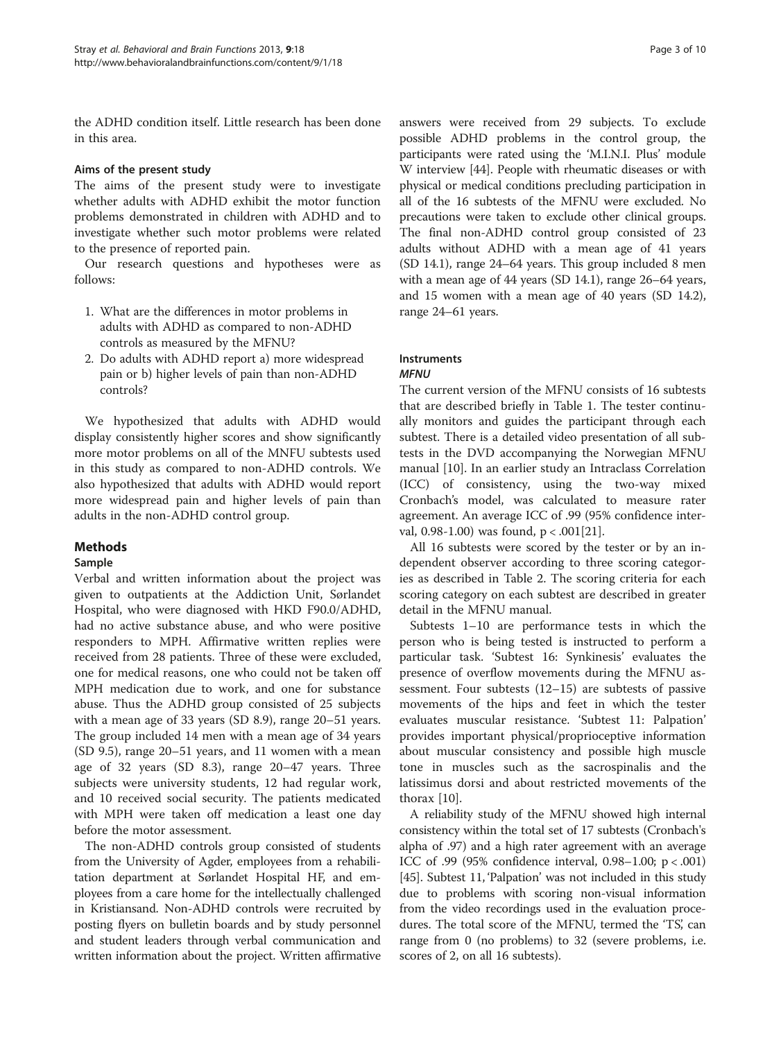the ADHD condition itself. Little research has been done in this area.

### Aims of the present study

The aims of the present study were to investigate whether adults with ADHD exhibit the motor function problems demonstrated in children with ADHD and to investigate whether such motor problems were related to the presence of reported pain.

Our research questions and hypotheses were as follows:

1. What are the differences in motor problems in adults with ADHD as compared to non-ADHD controls as measured by the MFNU?
2. Do adults with ADHD report a) more widespread pain or b) higher levels of pain than non-ADHD controls?

We hypothesized that adults with ADHD would display consistently higher scores and show significantly more motor problems on all of the MNFU subtests used in this study as compared to non-ADHD controls. We also hypothesized that adults with ADHD would report more widespread pain and higher levels of pain than adults in the non-ADHD control group.

## Methods

### Sample

Verbal and written information about the project was given to outpatients at the Addiction Unit, Sørlandet Hospital, who were diagnosed with HKD F90.0/ADHD, had no active substance abuse, and who were positive responders to MPH. Affirmative written replies were received from 28 patients. Three of these were excluded, one for medical reasons, one who could not be taken off MPH medication due to work, and one for substance abuse. Thus the ADHD group consisted of 25 subjects with a mean age of 33 years (SD 8.9), range 20–51 years. The group included 14 men with a mean age of 34 years (SD 9.5), range 20–51 years, and 11 women with a mean age of 32 years (SD 8.3), range 20–47 years. Three subjects were university students, 12 had regular work, and 10 received social security. The patients medicated with MPH were taken off medication a least one day before the motor assessment.

The non-ADHD controls group consisted of students from the University of Agder, employees from a rehabilitation department at Sørlandet Hospital HF, and employees from a care home for the intellectually challenged in Kristiansand. Non-ADHD controls were recruited by posting flyers on bulletin boards and by study personnel and student leaders through verbal communication and written information about the project. Written affirmative answers were received from 29 subjects. To exclude possible ADHD problems in the control group, the participants were rated using the 'M.I.N.I. Plus' module W interview [44]. People with rheumatic diseases or with physical or medical conditions precluding participation in all of the 16 subtests of the MFNU were excluded. No precautions were taken to exclude other clinical groups. The final non-ADHD control group consisted of 23 adults without ADHD with a mean age of 41 years (SD 14.1), range 24–64 years. This group included 8 men with a mean age of 44 years (SD 14.1), range 26–64 years, and 15 women with a mean age of 40 years (SD 14.2), range 24–61 years.

### Instruments

#### *MFNU*

The current version of the MFNU consists of 16 subtests that are described briefly in Table 1. The tester continually monitors and guides the participant through each subtest. There is a detailed video presentation of all subtests in the DVD accompanying the Norwegian MFNU manual [10]. In an earlier study an Intraclass Correlation (ICC) of consistency, using the two-way mixed Cronbach's model, was calculated to measure rater agreement. An average ICC of .99 (95% confidence interval, 0.98-1.00) was found, $p < .001$[21].

All 16 subtests were scored by the tester or by an independent observer according to three scoring categories as described in Table 2. The scoring criteria for each scoring category on each subtest are described in greater detail in the MFNU manual.

Subtests 1–10 are performance tests in which the person who is being tested is instructed to perform a particular task. 'Subtest 16: Synkinesis' evaluates the presence of overflow movements during the MFNU assessment. Four subtests (12–15) are subtests of passive movements of the hips and feet in which the tester evaluates muscular resistance. 'Subtest 11: Palpation' provides important physical/proprioceptive information about muscular consistency and possible high muscle tone in muscles such as the sacrospinalis and the latissimus dorsi and about restricted movements of the thorax [10].

A reliability study of the MFNU showed high internal consistency within the total set of 17 subtests (Cronbach's alpha of .97) and a high rater agreement with an average ICC of .99 (95% confidence interval, 0.98–1.00; $p < .001$) [45]. Subtest 11, 'Palpation' was not included in this study due to problems with scoring non-visual information from the video recordings used in the evaluation procedures. The total score of the MFNU, termed the 'TS', can range from 0 (no problems) to 32 (severe problems, i.e. scores of 2, on all 16 subtests).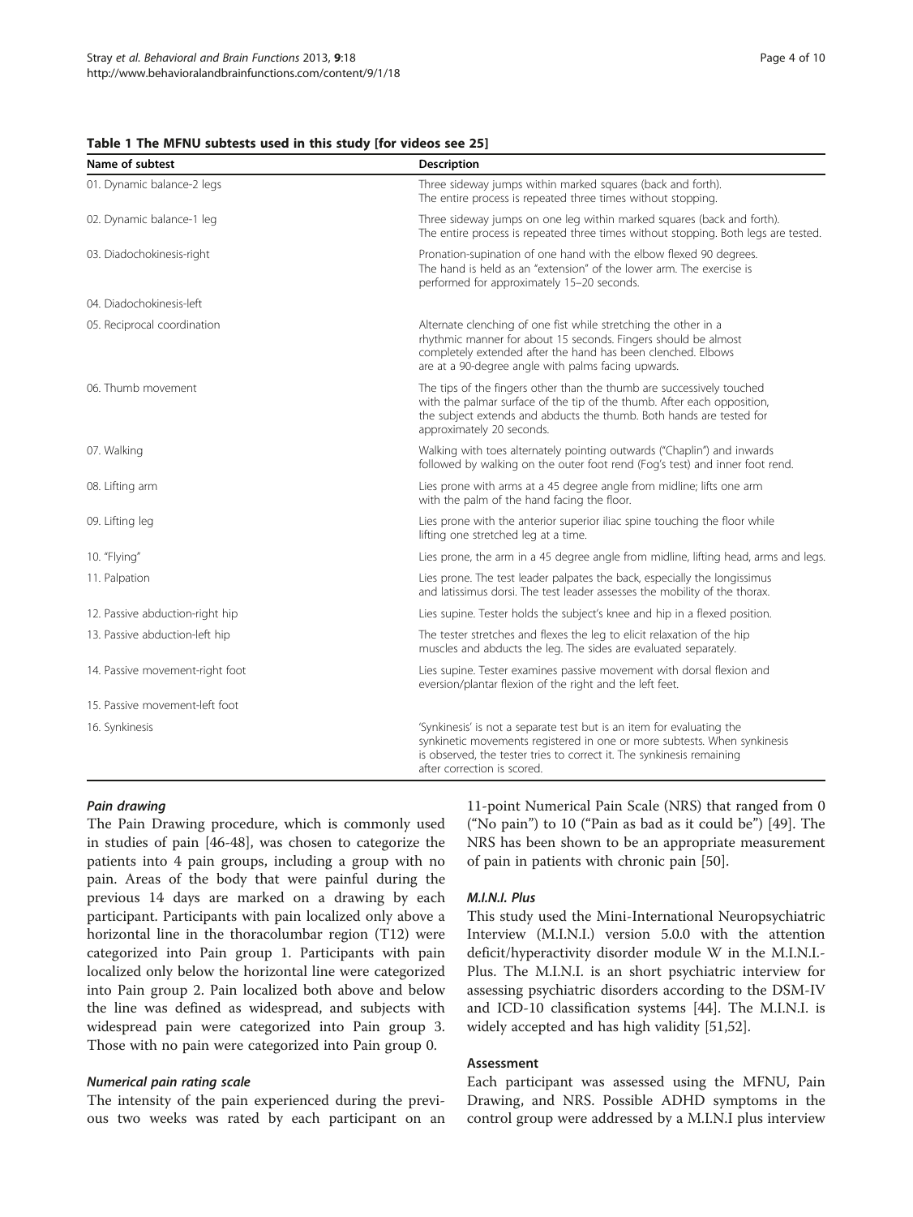**Table 1 The MFNU subtests used in this study [for videos see 25]**

| Name of subtest | Description |
|---|---|
| 01. Dynamic balance-2 legs | Three sideway jumps within marked squares (back and forth). The entire process is repeated three times without stopping. |
| 02. Dynamic balance-1 leg | Three sideway jumps on one leg within marked squares (back and forth). The entire process is repeated three times without stopping. Both legs are tested. |
| 03. Diadochokinesis-right | Pronation-supination of one hand with the elbow flexed 90 degrees. The hand is held as an "extension" of the lower arm. The exercise is performed for approximately 15–20 seconds. |
| 04. Diadochokinesis-left | |
| 05. Reciprocal coordination | Alternate clenching of one fist while stretching the other in a rhythmic manner for about 15 seconds. Fingers should be almost completely extended after the hand has been clenched. Elbows are at a 90-degree angle with palms facing upwards. |
| 06. Thumb movement | The tips of the fingers other than the thumb are successively touched with the palmar surface of the tip of the thumb. After each opposition, the subject extends and abducts the thumb. Both hands are tested for approximately 20 seconds. |
| 07. Walking | Walking with toes alternately pointing outwards ("Chaplin") and inwards followed by walking on the outer foot rend (Fog's test) and inner foot rend. |
| 08. Lifting arm | Lies prone with arms at a 45 degree angle from midline; lifts one arm with the palm of the hand facing the floor. |
| 09. Lifting leg | Lies prone with the anterior superior iliac spine touching the floor while lifting one stretched leg at a time. |
| 10. "Flying" | Lies prone, the arm in a 45 degree angle from midline, lifting head, arms and legs. |
| 11. Palpation | Lies prone. The test leader palpates the back, especially the longissimus and latissimus dorsi. The test leader assesses the mobility of the thorax. |
| 12. Passive abduction-right hip | Lies supine. Tester holds the subject's knee and hip in a flexed position. |
| 13. Passive abduction-left hip | The tester stretches and flexes the leg to elicit relaxation of the hip muscles and abducts the leg. The sides are evaluated separately. |
| 14. Passive movement-right foot | Lies supine. Tester examines passive movement with dorsal flexion and eversion/plantar flexion of the right and the left feet. |
| 15. Passive movement-left foot | |
| 16. Synkinesis | 'Synkinesis' is not a separate test but is an item for evaluating the synkinetic movements registered in one or more subtests. When synkinesis is observed, the tester tries to correct it. The synkinesis remaining after correction is scored. |

#### *Pain drawing*

The Pain Drawing procedure, which is commonly used in studies of pain [46-48], was chosen to categorize the patients into 4 pain groups, including a group with no pain. Areas of the body that were painful during the previous 14 days are marked on a drawing by each participant. Participants with pain localized only above a horizontal line in the thoracolumbar region (T12) were categorized into Pain group 1. Participants with pain localized only below the horizontal line were categorized into Pain group 2. Pain localized both above and below the line was defined as widespread, and subjects with widespread pain were categorized into Pain group 3. Those with no pain were categorized into Pain group 0.

#### *Numerical pain rating scale*

The intensity of the pain experienced during the previous two weeks was rated by each participant on an 11-point Numerical Pain Scale (NRS) that ranged from 0 ("No pain") to 10 ("Pain as bad as it could be") [49]. The NRS has been shown to be an appropriate measurement of pain in patients with chronic pain [50].

#### *M.I.N.I. Plus*

This study used the Mini-International Neuropsychiatric Interview (M.I.N.I.) version 5.0.0 with the attention deficit/hyperactivity disorder module W in the M.I.N.I.-Plus. The M.I.N.I. is an short psychiatric interview for assessing psychiatric disorders according to the DSM-IV and ICD-10 classification systems [44]. The M.I.N.I. is widely accepted and has high validity [51,52].

### Assessment

Each participant was assessed using the MFNU, Pain Drawing, and NRS. Possible ADHD symptoms in the control group were addressed by a M.I.N.I plus interview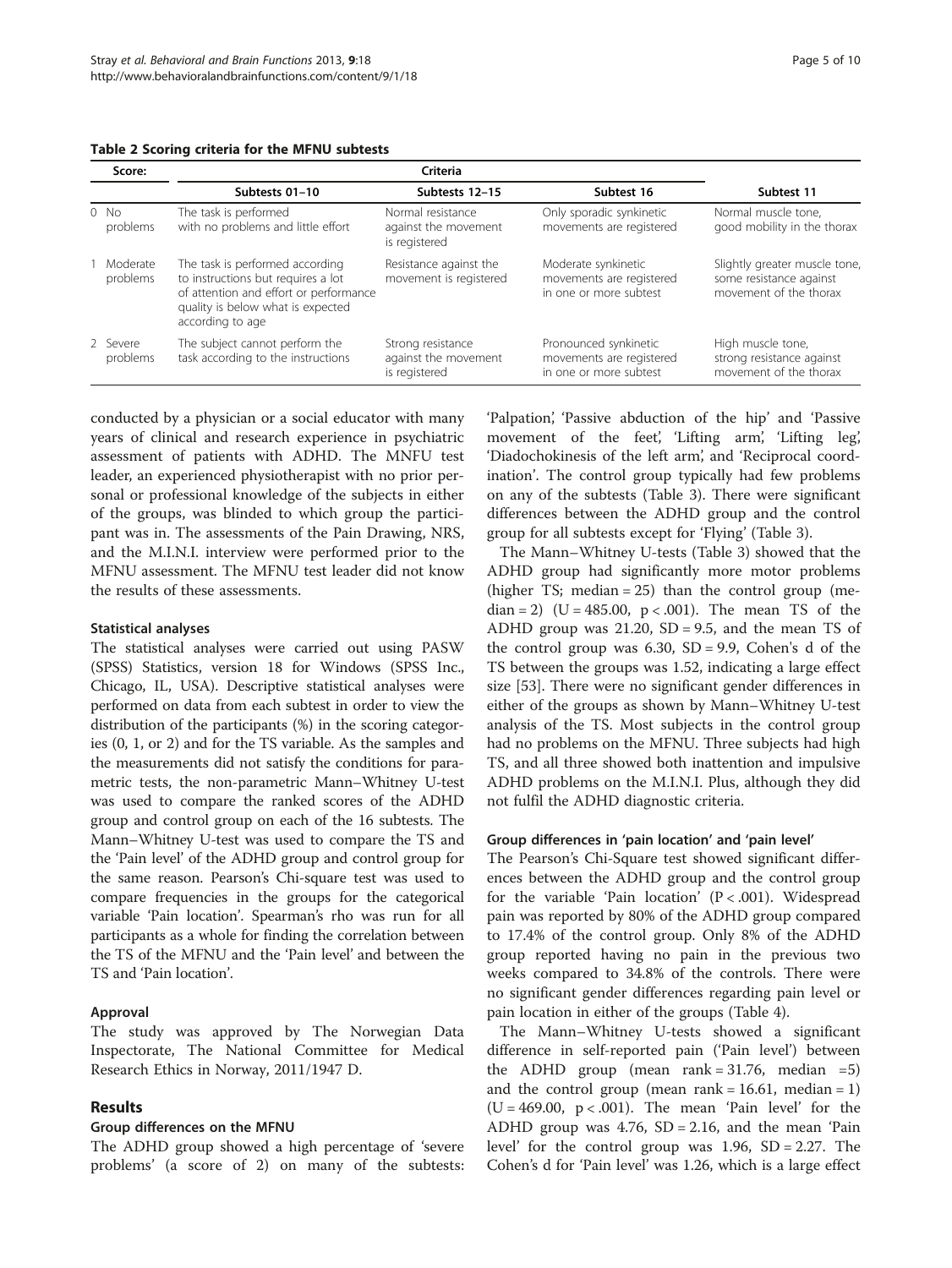**Table 2 Scoring criteria for the MFNU subtests**

| Score: | | Criteria | | | |
|---|---|---|---|---|---|
| | | Subtests 01–10 | Subtests 12–15 | Subtest 16 | Subtest 11 |
| 0 | No problems | The task is performed with no problems and little effort | Normal resistance against the movement is registered | Only sporadic synkinetic movements are registered | Normal muscle tone, good mobility in the thorax |
| 1 | Moderate problems | The task is performed according to instructions but requires a lot of attention and effort or performance quality is below what is expected according to age | Resistance against the movement is registered | Moderate synkinetic movements are registered in one or more subtest | Slightly greater muscle tone, some resistance against movement of the thorax |
| 2 | Severe problems | The subject cannot perform the task according to the instructions | Strong resistance against the movement is registered | Pronounced synkinetic movements are registered in one or more subtest | High muscle tone, strong resistance against movement of the thorax |

conducted by a physician or a social educator with many years of clinical and research experience in psychiatric assessment of patients with ADHD. The MNFU test leader, an experienced physiotherapist with no prior personal or professional knowledge of the subjects in either of the groups, was blinded to which group the participant was in. The assessments of the Pain Drawing, NRS, and the M.I.N.I. interview were performed prior to the MFNU assessment. The MFNU test leader did not know the results of these assessments.

### Statistical analyses

The statistical analyses were carried out using PASW (SPSS) Statistics, version 18 for Windows (SPSS Inc., Chicago, IL, USA). Descriptive statistical analyses were performed on data from each subtest in order to view the distribution of the participants (%) in the scoring categories (0, 1, or 2) and for the TS variable. As the samples and the measurements did not satisfy the conditions for parametric tests, the non-parametric Mann–Whitney U-test was used to compare the ranked scores of the ADHD group and control group on each of the 16 subtests. The Mann–Whitney U-test was used to compare the TS and the 'Pain level' of the ADHD group and control group for the same reason. Pearson's Chi-square test was used to compare frequencies in the groups for the categorical variable 'Pain location'. Spearman's rho was run for all participants as a whole for finding the correlation between the TS of the MFNU and the 'Pain level' and between the TS and 'Pain location'.

### Approval

The study was approved by The Norwegian Data Inspectorate, The National Committee for Medical Research Ethics in Norway, 2011/1947 D.

## Results

### Group differences on the MFNU

The ADHD group showed a high percentage of 'severe problems' (a score of 2) on many of the subtests: 'Palpation', 'Passive abduction of the hip' and 'Passive movement of the feet', 'Lifting arm', 'Lifting leg', 'Diadochokinesis of the left arm', and 'Reciprocal coordination'. The control group typically had few problems on any of the subtests (Table 3). There were significant differences between the ADHD group and the control group for all subtests except for 'Flying' (Table 3).

The Mann–Whitney U-tests (Table 3) showed that the ADHD group had significantly more motor problems (higher TS; median = 25) than the control group (median = 2) ($U = 485.00$, $p < .001$). The mean TS of the ADHD group was 21.20, $SD = 9.5$, and the mean TS of the control group was 6.30, $SD = 9.9$, Cohen's d of the TS between the groups was 1.52, indicating a large effect size [53]. There were no significant gender differences in either of the groups as shown by Mann–Whitney U-test analysis of the TS. Most subjects in the control group had no problems on the MFNU. Three subjects had high TS, and all three showed both inattention and impulsive ADHD problems on the M.I.N.I. Plus, although they did not fulfil the ADHD diagnostic criteria.

### Group differences in 'pain location' and 'pain level'

The Pearson's Chi-Square test showed significant differences between the ADHD group and the control group for the variable 'Pain location' ($P < .001$). Widespread pain was reported by 80% of the ADHD group compared to 17.4% of the control group. Only 8% of the ADHD group reported having no pain in the previous two weeks compared to 34.8% of the controls. There were no significant gender differences regarding pain level or pain location in either of the groups (Table 4).

The Mann–Whitney U-tests showed a significant difference in self-reported pain ('Pain level') between the ADHD group (mean rank = 31.76, median =5) and the control group (mean rank = 16.61, median = 1) ($U = 469.00$, $p < .001$). The mean 'Pain level' for the ADHD group was 4.76, $SD = 2.16$, and the mean 'Pain level' for the control group was 1.96, $SD = 2.27$. The Cohen's d for 'Pain level' was 1.26, which is a large effect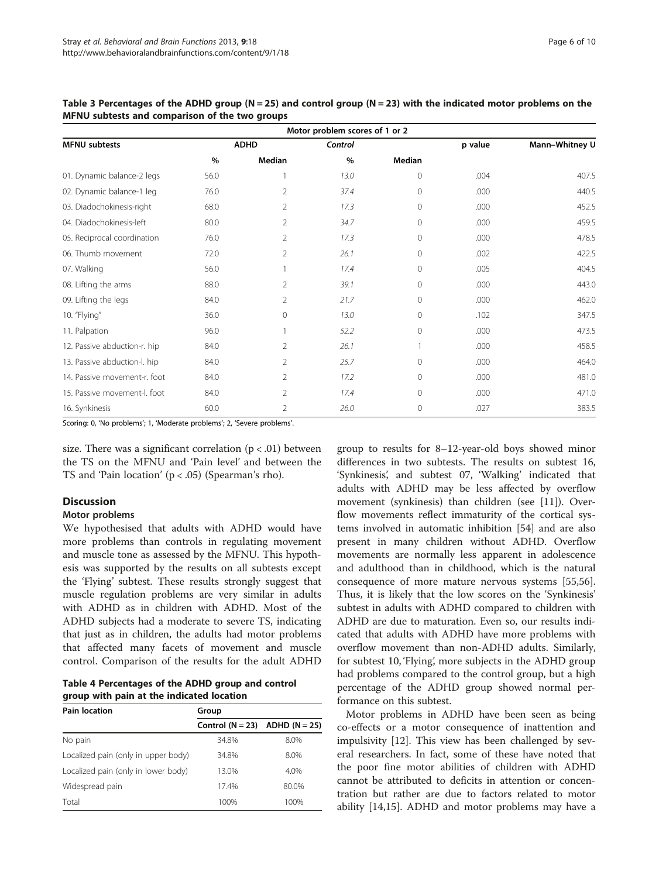**Table 3 Percentages of the ADHD group (N = 25) and control group (N = 23) with the indicated motor problems on the MFNU subtests and comparison of the two groups**

| MFNU subtests | Motor problem scores of 1 or 2 | | | | | |
|---|---|---|---|---|---|---|
| | ADHD | | *Control* | | p value | Mann–Whitney U |
| | % | Median | % | Median | | |
| 01. Dynamic balance-2 legs | 56.0 | 1 | *13.0* | 0 | .004 | 407.5 |
| 02. Dynamic balance-1 leg | 76.0 | 2 | *37.4* | 0 | .000 | 440.5 |
| 03. Diadochokinesis-right | 68.0 | 2 | *17.3* | 0 | .000 | 452.5 |
| 04. Diadochokinesis-left | 80.0 | 2 | *34.7* | 0 | .000 | 459.5 |
| 05. Reciprocal coordination | 76.0 | 2 | *17.3* | 0 | .000 | 478.5 |
| 06. Thumb movement | 72.0 | 2 | *26.1* | 0 | .002 | 422.5 |
| 07. Walking | 56.0 | 1 | *17.4* | 0 | .005 | 404.5 |
| 08. Lifting the arms | 88.0 | 2 | *39.1* | 0 | .000 | 443.0 |
| 09. Lifting the legs | 84.0 | 2 | *21.7* | 0 | .000 | 462.0 |
| 10. "Flying" | 36.0 | 0 | *13.0* | 0 | .102 | 347.5 |
| 11. Palpation | 96.0 | 1 | *52.2* | 0 | .000 | 473.5 |
| 12. Passive abduction-r. hip | 84.0 | 2 | *26.1* | 1 | .000 | 458.5 |
| 13. Passive abduction-l. hip | 84.0 | 2 | *25.7* | 0 | .000 | 464.0 |
| 14. Passive movement-r. foot | 84.0 | 2 | *17.2* | 0 | .000 | 481.0 |
| 15. Passive movement-l. foot | 84.0 | 2 | *17.4* | 0 | .000 | 471.0 |
| 16. Synkinesis | 60.0 | 2 | *26.0* | 0 | .027 | 383.5 |

Scoring: 0, 'No problems'; 1, 'Moderate problems'; 2, 'Severe problems'.

size. There was a significant correlation ($p < .01$) between the TS on the MFNU and 'Pain level' and between the TS and 'Pain location' ($p < .05$) (Spearman's rho).

## Discussion

### Motor problems

We hypothesised that adults with ADHD would have more problems than controls in regulating movement and muscle tone as assessed by the MFNU. This hypothesis was supported by the results on all subtests except the 'Flying' subtest. These results strongly suggest that muscle regulation problems are very similar in adults with ADHD as in children with ADHD. Most of the ADHD subjects had a moderate to severe TS, indicating that just as in children, the adults had motor problems that affected many facets of movement and muscle control. Comparison of the results for the adult ADHD group to results for 8–12-year-old boys showed minor differences in two subtests. The results on subtest 16, 'Synkinesis', and subtest 07, 'Walking' indicated that adults with ADHD may be less affected by overflow movement (synkinesis) than children (see [11]). Overflow movements reflect immaturity of the cortical systems involved in automatic inhibition [54] and are also present in many children without ADHD. Overflow movements are normally less apparent in adolescence and adulthood than in childhood, which is the natural consequence of more mature nervous systems [55,56]. Thus, it is likely that the low scores on the 'Synkinesis' subtest in adults with ADHD compared to children with ADHD are due to maturation. Even so, our results indicated that adults with ADHD have more problems with overflow movement than non-ADHD adults. Similarly, for subtest 10, 'Flying', more subjects in the ADHD group had problems compared to the control group, but a high percentage of the ADHD group showed normal performance on this subtest.

**Table 4 Percentages of the ADHD group and control group with pain at the indicated location**

| Pain location | Group | |
|---|---|---|
| | Control (N = 23) | ADHD (N = 25) |
| No pain | 34.8% | 8.0% |
| Localized pain (only in upper body) | 34.8% | 8.0% |
| Localized pain (only in lower body) | 13.0% | 4.0% |
| Widespread pain | 17.4% | 80.0% |
| Total | 100% | 100% |

Motor problems in ADHD have been seen as being co-effects or a motor consequence of inattention and impulsivity [12]. This view has been challenged by several researchers. In fact, some of these have noted that the poor fine motor abilities of children with ADHD cannot be attributed to deficits in attention or concentration but rather are due to factors related to motor ability [14,15]. ADHD and motor problems may have a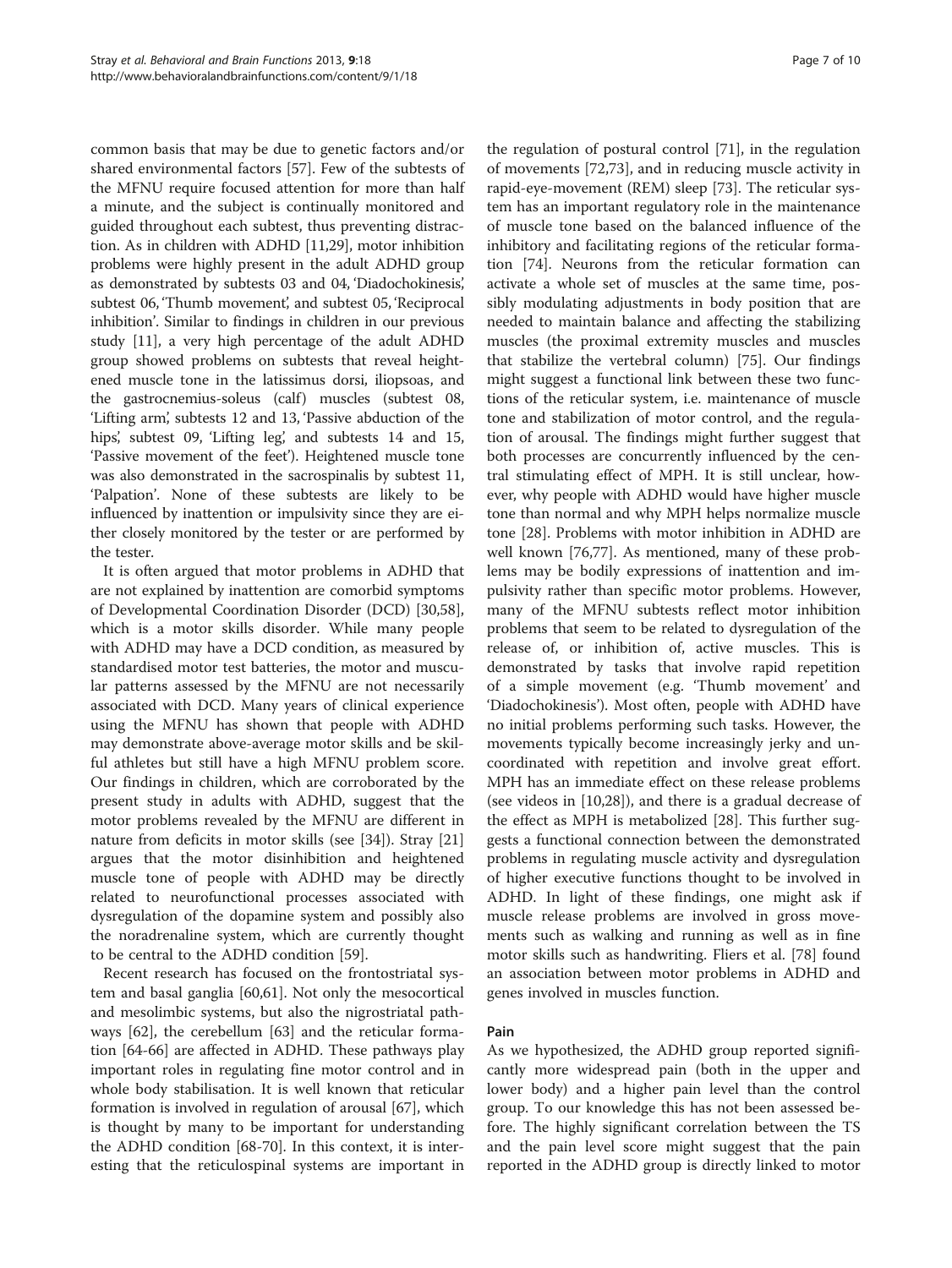common basis that may be due to genetic factors and/or shared environmental factors [57]. Few of the subtests of the MFNU require focused attention for more than half a minute, and the subject is continually monitored and guided throughout each subtest, thus preventing distraction. As in children with ADHD [11,29], motor inhibition problems were highly present in the adult ADHD group as demonstrated by subtests 03 and 04, 'Diadochokinesis', subtest 06, 'Thumb movement', and subtest 05, 'Reciprocal inhibition'. Similar to findings in children in our previous study [11], a very high percentage of the adult ADHD group showed problems on subtests that reveal heightened muscle tone in the latissimus dorsi, iliopsoas, and the gastrocnemius-soleus (calf) muscles (subtest 08, 'Lifting arm', subtests 12 and 13, 'Passive abduction of the hips', subtest 09, 'Lifting leg', and subtests 14 and 15, 'Passive movement of the feet'). Heightened muscle tone was also demonstrated in the sacrospinalis by subtest 11, 'Palpation'. None of these subtests are likely to be influenced by inattention or impulsivity since they are either closely monitored by the tester or are performed by the tester.

It is often argued that motor problems in ADHD that are not explained by inattention are comorbid symptoms of Developmental Coordination Disorder (DCD) [30,58], which is a motor skills disorder. While many people with ADHD may have a DCD condition, as measured by standardised motor test batteries, the motor and muscular patterns assessed by the MFNU are not necessarily associated with DCD. Many years of clinical experience using the MFNU has shown that people with ADHD may demonstrate above-average motor skills and be skilful athletes but still have a high MFNU problem score. Our findings in children, which are corroborated by the present study in adults with ADHD, suggest that the motor problems revealed by the MFNU are different in nature from deficits in motor skills (see [34]). Stray [21] argues that the motor disinhibition and heightened muscle tone of people with ADHD may be directly related to neurofunctional processes associated with dysregulation of the dopamine system and possibly also the noradrenaline system, which are currently thought to be central to the ADHD condition [59].

Recent research has focused on the frontostriatal system and basal ganglia [60,61]. Not only the mesocortical and mesolimbic systems, but also the nigrostriatal pathways [62], the cerebellum [63] and the reticular formation [64-66] are affected in ADHD. These pathways play important roles in regulating fine motor control and in whole body stabilisation. It is well known that reticular formation is involved in regulation of arousal [67], which is thought by many to be important for understanding the ADHD condition [68-70]. In this context, it is interesting that the reticulospinal systems are important in the regulation of postural control [71], in the regulation of movements [72,73], and in reducing muscle activity in rapid-eye-movement (REM) sleep [73]. The reticular system has an important regulatory role in the maintenance of muscle tone based on the balanced influence of the inhibitory and facilitating regions of the reticular formation [74]. Neurons from the reticular formation can activate a whole set of muscles at the same time, possibly modulating adjustments in body position that are needed to maintain balance and affecting the stabilizing muscles (the proximal extremity muscles and muscles that stabilize the vertebral column) [75]. Our findings might suggest a functional link between these two functions of the reticular system, i.e. maintenance of muscle tone and stabilization of motor control, and the regulation of arousal. The findings might further suggest that both processes are concurrently influenced by the central stimulating effect of MPH. It is still unclear, however, why people with ADHD would have higher muscle tone than normal and why MPH helps normalize muscle tone [28]. Problems with motor inhibition in ADHD are well known [76,77]. As mentioned, many of these problems may be bodily expressions of inattention and impulsivity rather than specific motor problems. However, many of the MFNU subtests reflect motor inhibition problems that seem to be related to dysregulation of the release of, or inhibition of, active muscles. This is demonstrated by tasks that involve rapid repetition of a simple movement (e.g. 'Thumb movement' and 'Diadochokinesis'). Most often, people with ADHD have no initial problems performing such tasks. However, the movements typically become increasingly jerky and uncoordinated with repetition and involve great effort. MPH has an immediate effect on these release problems (see videos in [10,28]), and there is a gradual decrease of the effect as MPH is metabolized [28]. This further suggests a functional connection between the demonstrated problems in regulating muscle activity and dysregulation of higher executive functions thought to be involved in ADHD. In light of these findings, one might ask if muscle release problems are involved in gross movements such as walking and running as well as in fine motor skills such as handwriting. Fliers et al. [78] found an association between motor problems in ADHD and genes involved in muscles function.

## Pain

As we hypothesized, the ADHD group reported significantly more widespread pain (both in the upper and lower body) and a higher pain level than the control group. To our knowledge this has not been assessed before. The highly significant correlation between the TS and the pain level score might suggest that the pain reported in the ADHD group is directly linked to motor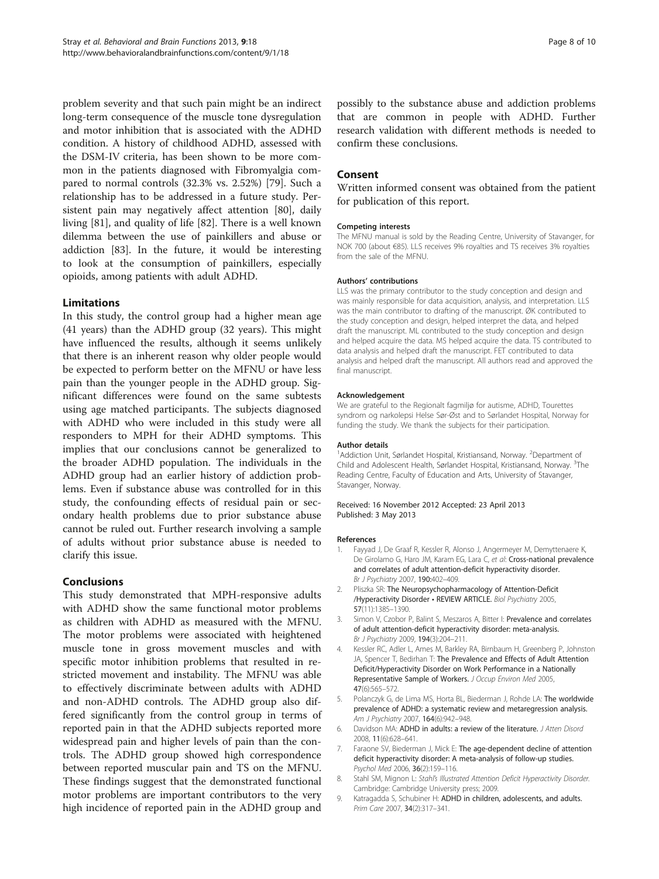problem severity and that such pain might be an indirect long-term consequence of the muscle tone dysregulation and motor inhibition that is associated with the ADHD condition. A history of childhood ADHD, assessed with the DSM-IV criteria, has been shown to be more common in the patients diagnosed with Fibromyalgia compared to normal controls (32.3% vs. 2.52%) [79]. Such a relationship has to be addressed in a future study. Persistent pain may negatively affect attention [80], daily living [81], and quality of life [82]. There is a well known dilemma between the use of painkillers and abuse or addiction [83]. In the future, it would be interesting to look at the consumption of painkillers, especially opioids, among patients with adult ADHD.

## Limitations

In this study, the control group had a higher mean age (41 years) than the ADHD group (32 years). This might have influenced the results, although it seems unlikely that there is an inherent reason why older people would be expected to perform better on the MFNU or have less pain than the younger people in the ADHD group. Significant differences were found on the same subtests using age matched participants. The subjects diagnosed with ADHD who were included in this study were all responders to MPH for their ADHD symptoms. This implies that our conclusions cannot be generalized to the broader ADHD population. The individuals in the ADHD group had an earlier history of addiction problems. Even if substance abuse was controlled for in this study, the confounding effects of residual pain or secondary health problems due to prior substance abuse cannot be ruled out. Further research involving a sample of adults without prior substance abuse is needed to clarify this issue.

## Conclusions

This study demonstrated that MPH-responsive adults with ADHD show the same functional motor problems as children with ADHD as measured with the MFNU. The motor problems were associated with heightened muscle tone in gross movement muscles and with specific motor inhibition problems that resulted in restricted movement and instability. The MFNU was able to effectively discriminate between adults with ADHD and non-ADHD controls. The ADHD group also differed significantly from the control group in terms of reported pain in that the ADHD subjects reported more widespread pain and higher levels of pain than the controls. The ADHD group showed high correspondence between reported muscular pain and TS on the MFNU. These findings suggest that the demonstrated functional motor problems are important contributors to the very high incidence of reported pain in the ADHD group and possibly to the substance abuse and addiction problems that are common in people with ADHD. Further research validation with different methods is needed to confirm these conclusions.

## Consent

Written informed consent was obtained from the patient for publication of this report.

#### Competing interests

The MFNU manual is sold by the Reading Centre, University of Stavanger, for NOK 700 (about €85). LLS receives 9% royalties and TS receives 3% royalties from the sale of the MFNU.

#### Authors' contributions

LLS was the primary contributor to the study conception and design and was mainly responsible for data acquisition, analysis, and interpretation. LLS was the main contributor to drafting of the manuscript. ØK contributed to the study conception and design, helped interpret the data, and helped draft the manuscript. ML contributed to the study conception and design and helped acquire the data. MS helped acquire the data. TS contributed to data analysis and helped draft the manuscript. FET contributed to data analysis and helped draft the manuscript. All authors read and approved the final manuscript.

#### Acknowledgement

We are grateful to the Regionalt fagmiljø for autisme, ADHD, Tourettes syndrom og narkolepsi Helse Sør-Øst and to Sørlandet Hospital, Norway for funding the study. We thank the subjects for their participation.

#### Author details

[1]Addiction Unit, Sørlandet Hospital, Kristiansand, Norway. [2]Department of Child and Adolescent Health, Sørlandet Hospital, Kristiansand, Norway. [3]The Reading Centre, Faculty of Education and Arts, University of Stavanger, Stavanger, Norway.

Received: 16 November 2012 Accepted: 23 April 2013
Published: 3 May 2013

#### References

1. Fayyad J, De Graaf R, Kessler R, Alonso J, Angermeyer M, Demyttenaere K, De Girolamo G, Haro JM, Karam EG, Lara C, *et al*: **Cross-national prevalence and correlates of adult attention-deficit hyperactivity disorder.** *Br J Psychiatry* 2007, **190:**402–409.
2. Pliszka SR: **The Neuropsychopharmacology of Attention-Deficit /Hyperactivity Disorder • REVIEW ARTICLE.** *Biol Psychiatry* 2005, **57**(11):1385–1390.
3. Simon V, Czobor P, Balint S, Meszaros A, Bitter I: **Prevalence and correlates of adult attention-deficit hyperactivity disorder: meta-analysis.** *Br J Psychiatry* 2009, **194**(3):204–211.
4. Kessler RC, Adler L, Ames M, Barkley RA, Birnbaum H, Greenberg P, Johnston JA, Spencer T, Bedirhan T: **The Prevalence and Effects of Adult Attention Deficit/Hyperactivity Disorder on Work Performance in a Nationally Representative Sample of Workers.** *J Occup Environ Med* 2005, **47**(6):565–572.
5. Polanczyk G, de Lima MS, Horta BL, Biederman J, Rohde LA: **The worldwide prevalence of ADHD: a systematic review and metaregression analysis.** *Am J Psychiatry* 2007, **164**(6):942–948.
6. Davidson MA: **ADHD in adults: a review of the literature.** *J Atten Disord* 2008, **11**(6):628–641.
7. Faraone SV, Biederman J, Mick E: **The age-dependent decline of attention deficit hyperactivity disorder: A meta-analysis of follow-up studies.** *Psychol Med* 2006, **36**(2):159–116.
8. Stahl SM, Mignon L: *Stahl's Illustrated Attention Deficit Hyperactivity Disorder.* Cambridge: Cambridge University press; 2009.
9. Katragadda S, Schubiner H: **ADHD in children, adolescents, and adults.** *Prim Care* 2007, **34**(2):317–341.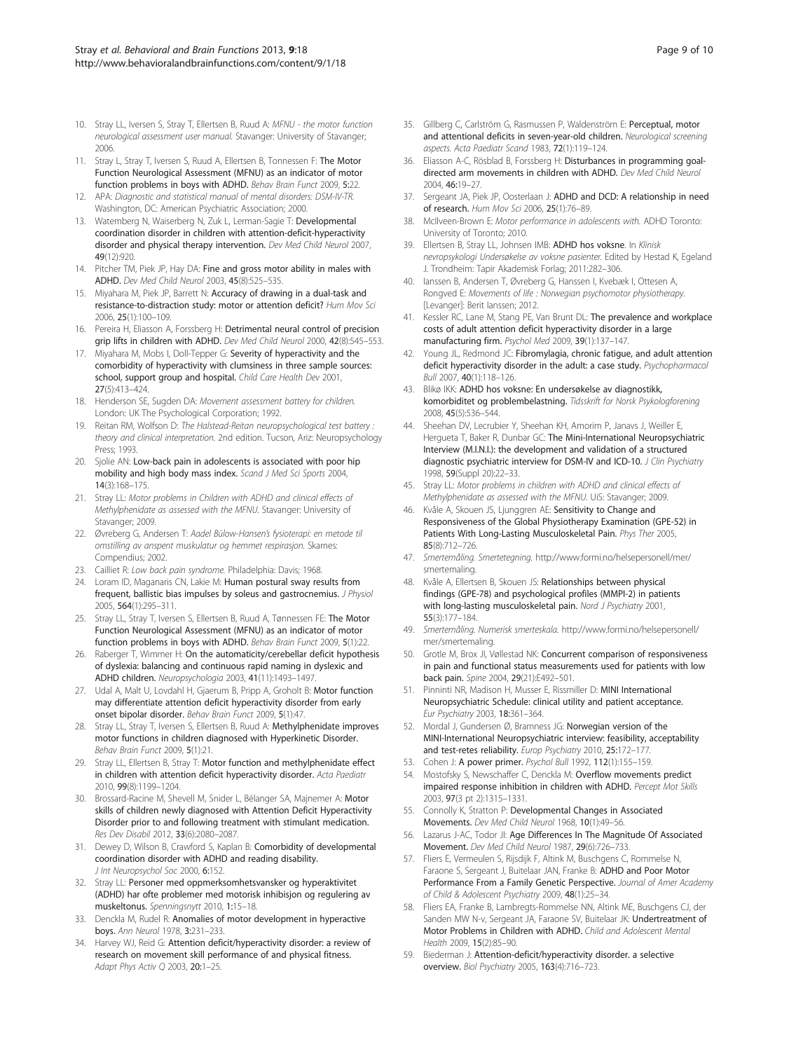10. Stray LL, Iversen S, Stray T, Ellertsen B, Ruud A: *MFNU - the motor function neurological assessment user manual.* Stavanger: University of Stavanger; 2006.
11. Stray L, Stray T, Iversen S, Ruud A, Ellertsen B, Tonnessen F: **The Motor Function Neurological Assessment (MFNU) as an indicator of motor function problems in boys with ADHD.** *Behav Brain Funct* 2009, **5:**22.
12. APA: *Diagnostic and statistical manual of mental disorders: DSM-IV-TR.* Washington, DC: American Psychiatric Association; 2000.
13. Watemberg N, Waiserberg N, Zuk L, Lerman-Sagie T: **Developmental coordination disorder in children with attention-deficit-hyperactivity disorder and physical therapy intervention.** *Dev Med Child Neurol* 2007, **49**(12):920.
14. Pitcher TM, Piek JP, Hay DA: **Fine and gross motor ability in males with ADHD.** *Dev Med Child Neurol* 2003, **45**(8):525–535.
15. Miyahara M, Piek JP, Barrett N: **Accuracy of drawing in a dual-task and resistance-to-distraction study: motor or attention deficit?** *Hum Mov Sci* 2006, **25**(1):100–109.
16. Pereira H, Eliasson A, Forssberg H: **Detrimental neural control of precision grip lifts in children with ADHD.** *Dev Med Child Neurol* 2000, **42**(8):545–553.
17. Miyahara M, Mobs I, Doll-Tepper G: **Severity of hyperactivity and the comorbidity of hyperactivity with clumsiness in three sample sources: school, support group and hospital.** *Child Care Health Dev* 2001, **27**(5):413–424.
18. Henderson SE, Sugden DA: *Movement assessment battery for children.* London: UK The Psychological Corporation; 1992.
19. Reitan RM, Wolfson D: *The Halstead-Reitan neuropsychological test battery : theory and clinical interpretation.* 2nd edition. Tucson, Ariz: Neuropsychology Press; 1993.
20. Sjolie AN: **Low-back pain in adolescents is associated with poor hip mobility and high body mass index.** *Scand J Med Sci Sports* 2004, **14**(3):168–175.
21. Stray LL: *Motor problems in Children with ADHD and clinical effects of Methylphenidate as assessed with the MFNU.* Stavanger: University of Stavanger; 2009.
22. Øvreberg G, Andersen T: *Aadel Bülow-Hansen's fysioterapi: en metode til omstilling av anspent muskulatur og hemmet respirasjon.* Skarnes: Compendius; 2002.
23. Cailliet R: *Low back pain syndrome.* Philadelphia: Davis; 1968.
24. Loram ID, Maganaris CN, Lakie M: **Human postural sway results from frequent, ballistic bias impulses by soleus and gastrocnemius.** *J Physiol* 2005, **564**(1):295–311.
25. Stray LL, Stray T, Iversen S, Ellertsen B, Ruud A, Tønnessen FE: **The Motor Function Neurological Assessment (MFNU) as an indicator of motor function problems in boys with ADHD.** *Behav Brain Funct* 2009, **5**(1):22.
26. Raberger T, Wimmer H: **On the automaticity/cerebellar deficit hypothesis of dyslexia: balancing and continuous rapid naming in dyslexic and ADHD children.** *Neuropsychologia* 2003, **41**(11):1493–1497.
27. Udal A, Malt U, Lovdahl H, Gjaerum B, Pripp A, Groholt B: **Motor function may differentiate attention deficit hyperactivity disorder from early onset bipolar disorder.** *Behav Brain Funct* 2009, **5**(1):47.
28. Stray LL, Stray T, Iversen S, Ellertsen B, Ruud A: **Methylphenidate improves motor functions in children diagnosed with Hyperkinetic Disorder.** *Behav Brain Funct* 2009, **5**(1):21.
29. Stray LL, Ellertsen B, Stray T: **Motor function and methylphenidate effect in children with attention deficit hyperactivity disorder.** *Acta Paediatr* 2010, **99**(8):1199–1204.
30. Brossard-Racine M, Shevell M, Snider L, Bélanger SA, Majnemer A: **Motor skills of children newly diagnosed with Attention Deficit Hyperactivity Disorder prior to and following treatment with stimulant medication.** *Res Dev Disabil* 2012, **33**(6):2080–2087.
31. Dewey D, Wilson B, Crawford S, Kaplan B: **Comorbidity of developmental coordination disorder with ADHD and reading disability.** *J Int Neuropsychol Soc* 2000, **6:**152.
32. Stray LL: **Personer med oppmerksomhetsvansker og hyperaktivitet (ADHD) har ofte problemer med motorisk inhibisjon og regulering av muskeltonus.** *Spenningsnytt* 2010, **1:**15–18.
33. Denckla M, Rudel R: **Anomalies of motor development in hyperactive boys.** *Ann Neurol* 1978, **3:**231–233.
34. Harvey WJ, Reid G: **Attention deficit/hyperactivity disorder: a review of research on movement skill performance of and physical fitness.** *Adapt Phys Activ Q* 2003, **20:**1–25.
35. Gillberg C, Carlström G, Rasmussen P, Waldenström E: **Perceptual, motor and attentional deficits in seven-year-old children.** *Neurological screening aspects. Acta Paediatr Scand* 1983, **72**(1):119–124.
36. Eliasson A-C, Rösblad B, Forssberg H: **Disturbances in programming goal-directed arm movements in children with ADHD.** *Dev Med Child Neurol* 2004, **46:**19–27.
37. Sergeant JA, Piek JP, Oosterlaan J: **ADHD and DCD: A relationship in need of research.** *Hum Mov Sci* 2006, **25**(1):76–89.
38. McIlveen-Brown E: *Motor performance in adolescents with.* ADHD Toronto: University of Toronto; 2010.
39. Ellertsen B, Stray LL, Johnsen IMB: **ADHD hos voksne.** In *Klinisk nevropsykologi Undersøkelse av voksne pasienter.* Edited by Hestad K, Egeland J. Trondheim: Tapir Akademisk Forlag; 2011:282–306.
40. Ianssen B, Andersen T, Øvreberg G, Hanssen I, Kvebæk I, Ottesen A, Rongved E: *Movements of life : Norwegian psychomotor physiotherapy.* [Levanger]: Berit Ianssen; 2012.
41. Kessler RC, Lane M, Stang PE, Van Brunt DL: **The prevalence and workplace costs of adult attention deficit hyperactivity disorder in a large manufacturing firm.** *Psychol Med* 2009, **39**(1):137–147.
42. Young JL, Redmond JC: **Fibromylagia, chronic fatigue, and adult attention deficit hyperactivity disorder in the adult: a case study.** *Psychopharmacol Bull* 2007, **40**(1):118–126.
43. Blikø IKK: **ADHD hos voksne: En undersøkelse av diagnostikk, komorbiditet og problembelastning.** *Tidsskrift for Norsk Psykologforening* 2008, **45**(5):536–544.
44. Sheehan DV, Lecrubier Y, Sheehan KH, Amorim P, Janavs J, Weiller E, Hergueta T, Baker R, Dunbar GC: **The Mini-International Neuropsychiatric Interview (M.I.N.I.): the development and validation of a structured diagnostic psychiatric interview for DSM-IV and ICD-10.** *J Clin Psychiatry* 1998, **59**(Suppl 20):22–33.
45. Stray LL: *Motor problems in children with ADHD and clinical effects of Methylphenidate as assessed with the MFNU.* UiS: Stavanger; 2009.
46. Kvåle A, Skouen JS, Ljunggren AE: **Sensitivity to Change and Responsiveness of the Global Physiotherapy Examination (GPE-52) in Patients With Long-Lasting Musculoskeletal Pain.** *Phys Ther* 2005, **85**(8):712–726.
47. *Smertemåling. Smertetegning.* http://www.formi.no/helsepersonell/mer/smertemaling.
48. Kvåle A, Ellertsen B, Skouen JS: **Relationships between physical findings (GPE-78) and psychological profiles (MMPI-2) in patients with long-lasting musculoskeletal pain.** *Nord J Psychiatry* 2001, **55**(3):177–184.
49. *Smertemåling. Numerisk smerteskala.* http://www.formi.no/helsepersonell/mer/smertemaling.
50. Grotle M, Brox JI, Vøllestad NK: **Concurrent comparison of responsiveness in pain and functional status measurements used for patients with low back pain.** *Spine* 2004, **29**(21):E492–501.
51. Pinninti NR, Madison H, Musser E, Rissmiller D: **MINI International Neuropsychiatric Schedule: clinical utility and patient acceptance.** *Eur Psychiatry* 2003, **18:**361–364.
52. Mordal J, Gundersen Ø, Bramness JG: **Norwegian version of the MINI-International Neuropsychiatric interview: feasibility, acceptability and test-retes reliability.** *Europ Psychiatry* 2010, **25:**172–177.
53. Cohen J: **A power primer.** *Psychol Bull* 1992, **112**(1):155–159.
54. Mostofsky S, Newschaffer C, Denckla M: **Overflow movements predict impaired response inhibition in children with ADHD.** *Percept Mot Skills* 2003, **97**(3 pt 2):1315–1331.
55. Connolly K, Stratton P: **Developmental Changes in Associated Movements.** *Dev Med Child Neurol* 1968, **10**(1):49–56.
56. Lazarus J-AC, Todor JI: **Age Differences In The Magnitude Of Associated Movement.** *Dev Med Child Neurol* 1987, **29**(6):726–733.
57. Fliers E, Vermeulen S, Rijsdijk F, Altink M, Buschgens C, Rommelse N, Faraone S, Sergeant J, Buitelaar JAN, Franke B: **ADHD and Poor Motor Performance From a Family Genetic Perspective.** *Journal of Amer Academy of Child & Adolescent Psychiatry* 2009, **48**(1):25–34.
58. Fliers EA, Franke B, Lambregts-Rommelse NN, Altink ME, Buschgens CJ, der Sanden MW N-v, Sergeant JA, Faraone SV, Buitelaar JK: **Undertreatment of Motor Problems in Children with ADHD.** *Child and Adolescent Mental Health* 2009, **15**(2):85–90.
59. Biederman J: **Attention-deficit/hyperactivity disorder. a selective overview.** *Biol Psychiatry* 2005, **163**(4):716–723.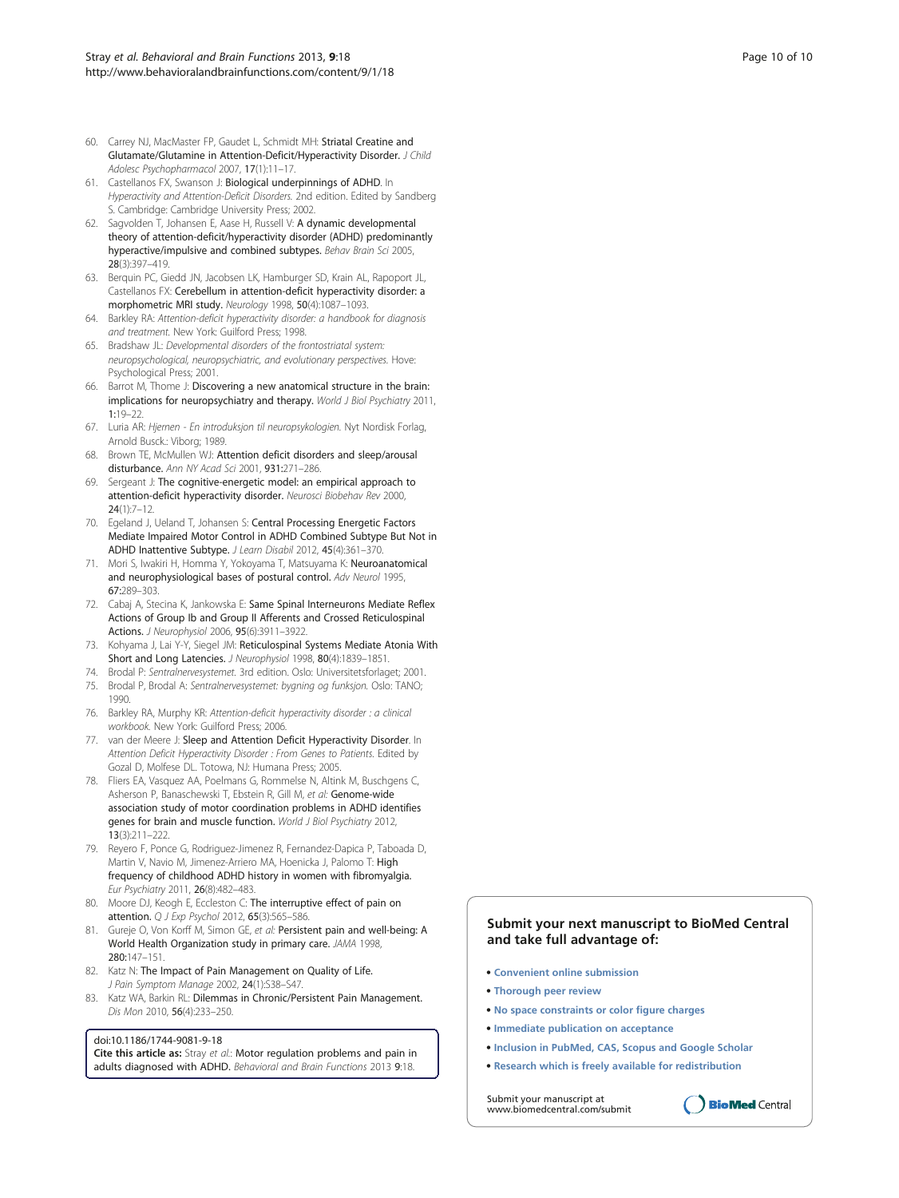60. Carrey NJ, MacMaster FP, Gaudet L, Schmidt MH: **Striatal Creatine and Glutamate/Glutamine in Attention-Deficit/Hyperactivity Disorder.** *J Child Adolesc Psychopharmacol* 2007, **17**(1):11–17.
61. Castellanos FX, Swanson J: **Biological underpinnings of ADHD.** In *Hyperactivity and Attention-Deficit Disorders.* 2nd edition. Edited by Sandberg S. Cambridge: Cambridge University Press; 2002.
62. Sagvolden T, Johansen E, Aase H, Russell V: **A dynamic developmental theory of attention-deficit/hyperactivity disorder (ADHD) predominantly hyperactive/impulsive and combined subtypes.** *Behav Brain Sci* 2005, **28**(3):397–419.
63. Berquin PC, Giedd JN, Jacobsen LK, Hamburger SD, Krain AL, Rapoport JL, Castellanos FX: **Cerebellum in attention-deficit hyperactivity disorder: a morphometric MRI study.** *Neurology* 1998, **50**(4):1087–1093.
64. Barkley RA: *Attention-deficit hyperactivity disorder: a handbook for diagnosis and treatment.* New York: Guilford Press; 1998.
65. Bradshaw JL: *Developmental disorders of the frontostriatal system: neuropsychological, neuropsychiatric, and evolutionary perspectives.* Hove: Psychological Press; 2001.
66. Barrot M, Thome J: **Discovering a new anatomical structure in the brain: implications for neuropsychiatry and therapy.** *World J Biol Psychiatry* 2011, **1**:19–22.
67. Luria AR: *Hjernen - En introduksjon til nevropsykologien.* Nyt Nordisk Forlag, Arnold Busck.: Viborg; 1989.
68. Brown TE, McMullen WJ: **Attention deficit disorders and sleep/arousal disturbance.** *Ann NY Acad Sci* 2001, **931**:271–286.
69. Sergeant J: **The cognitive-energetic model: an empirical approach to attention-deficit hyperactivity disorder.** *Neurosci Biobehav Rev* 2000, **24**(1):7–12.
70. Egeland J, Ueland T, Johansen S: **Central Processing Energetic Factors Mediate Impaired Motor Control in ADHD Combined Subtype But Not in ADHD Inattentive Subtype.** *J Learn Disabil* 2012, **45**(4):361–370.
71. Mori S, Iwakiri H, Homma Y, Yokoyama T, Matsuyama K: **Neuroanatomical and neurophysiological bases of postural control.** *Adv Neurol* 1995, **67**:289–303.
72. Cabaj A, Stecina K, Jankowska E: **Same Spinal Interneurons Mediate Reflex Actions of Group Ib and Group II Afferents and Crossed Reticulospinal Actions.** *J Neurophysiol* 2006, **95**(6):3911–3922.
73. Kohyama J, Lai Y-Y, Siegel JM: **Reticulospinal Systems Mediate Atonia With Short and Long Latencies.** *J Neurophysiol* 1998, **80**(4):1839–1851.
74. Brodal P: *Sentralnervesystemet.* 3rd edition. Oslo: Universitetsforlaget; 2001.
75. Brodal P, Brodal A: *Sentralnervesystemet: bygning og funksjon.* Oslo: TANO; 1990.
76. Barkley RA, Murphy KR: *Attention-deficit hyperactivity disorder : a clinical workbook.* New York: Guilford Press; 2006.
77. van der Meere J: **Sleep and Attention Deficit Hyperactivity Disorder.** In *Attention Deficit Hyperactivity Disorder : From Genes to Patients.* Edited by Gozal D, Molfese DL. Totowa, NJ: Humana Press; 2005.
78. Fliers EA, Vasquez AA, Poelmans G, Rommelse N, Altink M, Buschgens C, Asherson P, Banaschewski T, Ebstein R, Gill M, *et al*: **Genome-wide association study of motor coordination problems in ADHD identifies genes for brain and muscle function.** *World J Biol Psychiatry* 2012, **13**(3):211–222.
79. Reyero F, Ponce G, Rodriguez-Jimenez R, Fernandez-Dapica P, Taboada D, Martin V, Navio M, Jimenez-Arriero MA, Hoenicka J, Palomo T: **High frequency of childhood ADHD history in women with fibromyalgia.** *Eur Psychiatry* 2011, **26**(8):482–483.
80. Moore DJ, Keogh E, Eccleston C: **The interruptive effect of pain on attention.** *Q J Exp Psychol* 2012, **65**(3):565–586.
81. Gureje O, Von Korff M, Simon GE, *et al*: **Persistent pain and well-being: A World Health Organization study in primary care.** *JAMA* 1998, **280**:147–151.
82. Katz N: **The Impact of Pain Management on Quality of Life.** *J Pain Symptom Manage* 2002, **24**(1):S38–S47.
83. Katz WA, Barkin RL: **Dilemmas in Chronic/Persistent Pain Management.** *Dis Mon* 2010, **56**(4):233–250.

doi:10.1186/1744-9081-9-18
**Cite this article as:** Stray *et al.*: Motor regulation problems and pain in adults diagnosed with ADHD. *Behavioral and Brain Functions* 2013 **9**:18.

**Submit your next manuscript to BioMed Central and take full advantage of:**

- Convenient online submission
- Thorough peer review
- No space constraints or color figure charges
- Immediate publication on acceptance
- Inclusion in PubMed, CAS, Scopus and Google Scholar
- Research which is freely available for redistribution

Submit your manuscript at www.biomedcentral.com/submit

BioMed Central